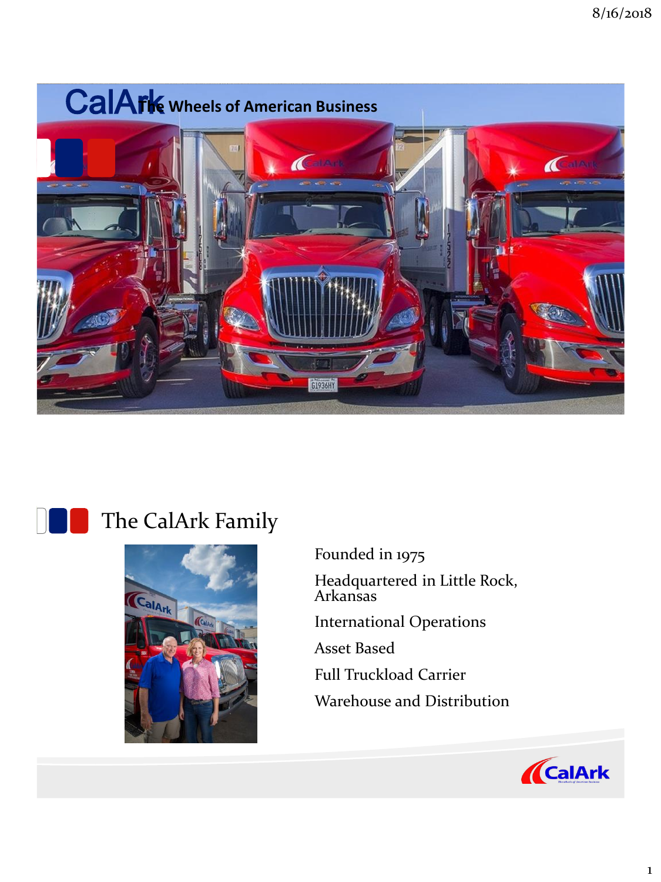# CalArk The Wheels of American Business

## The CalArk Family

- Founded in 1975
- Headquartered in Little Rock, Arkansas
- International Operations
- Asset Based
- Full Truckload Carrier
- Warehouse and Distribution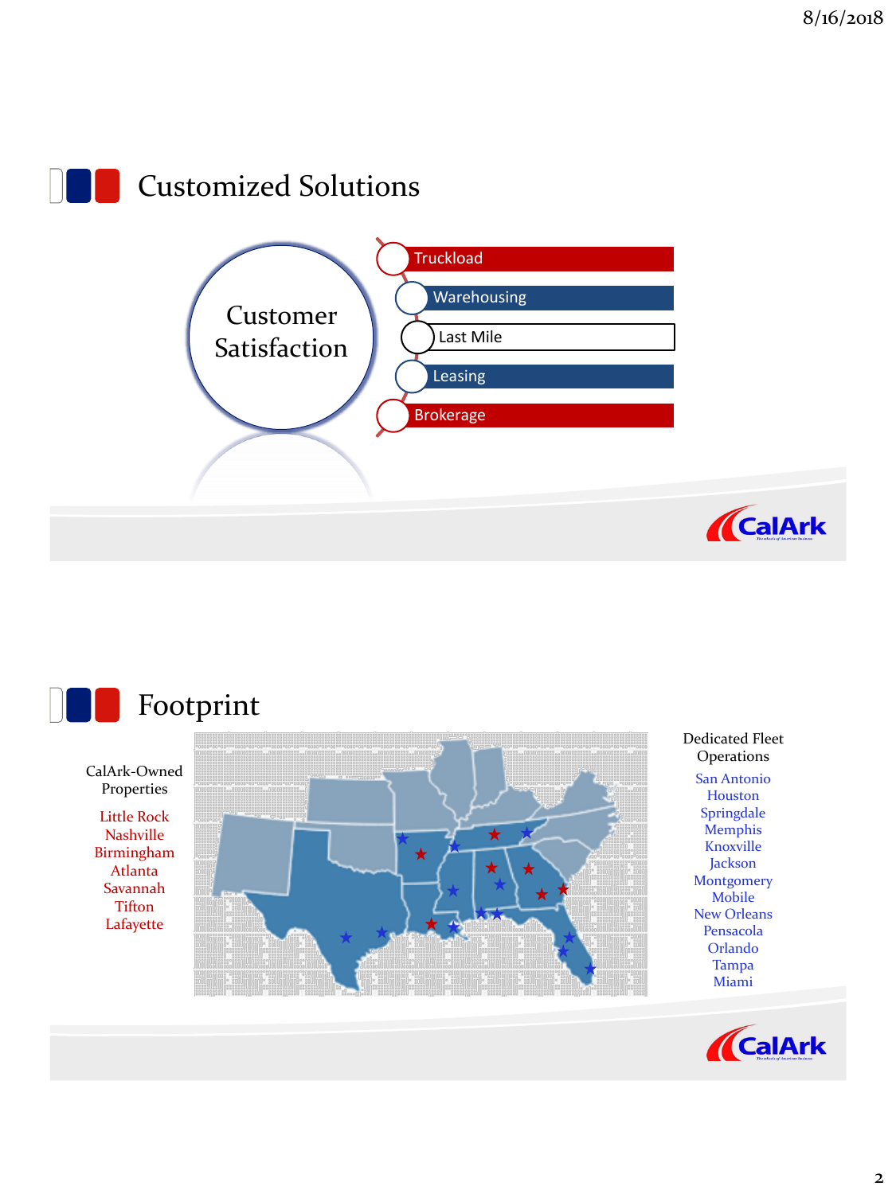## Customized Solutions

Customer Satisfaction

- Truckload
- Warehousing
- Last Mile
- Leasing
- Brokerage

## Footprint

CalArk-Owned Properties

- Little Rock
- Nashville
- Birmingham
- Atlanta
- Savannah
- Tifton
- Lafayette

Dedicated Fleet Operations

- San Antonio
- Houston
- Springdale
- Memphis
- Knoxville
- Jackson
- Montgomery
- Mobile
- New Orleans
- Pensacola
- Orlando
- Tampa
- Miami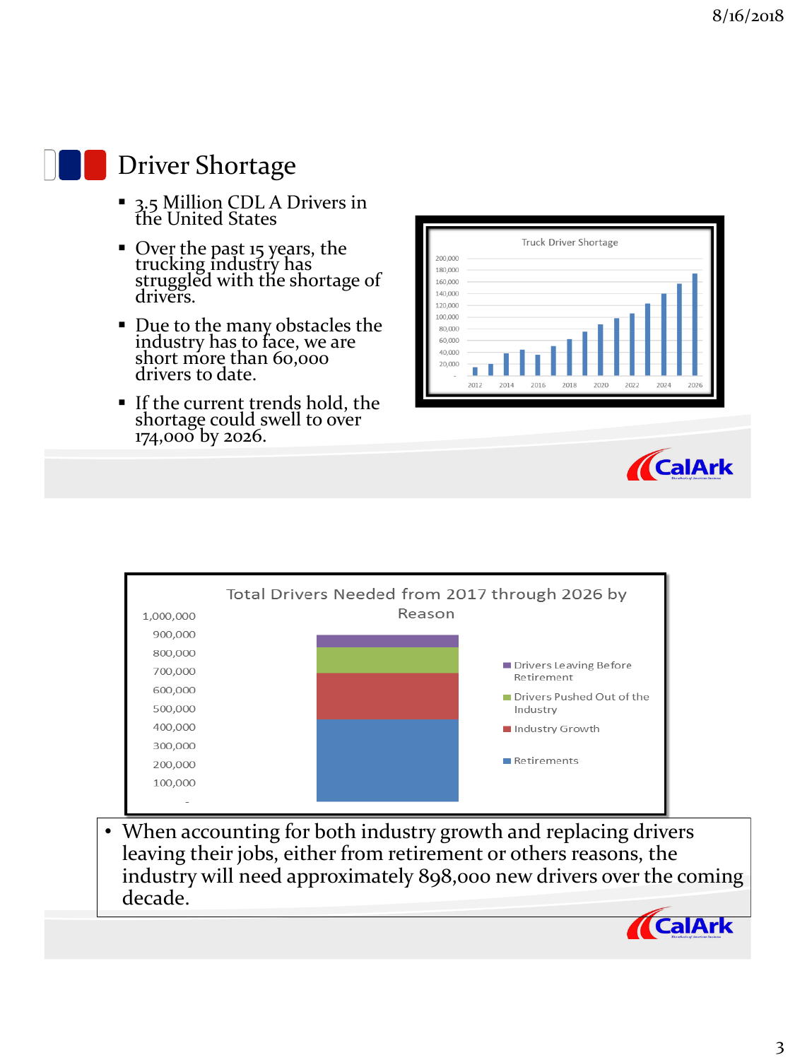## Driver Shortage

- 3.5 Million CDL A Drivers in the United States
- Over the past 15 years, the trucking industry has struggled with the shortage of drivers.
- Due to the many obstacles the industry has to face, we are short more than 60,000 drivers to date.
- If the current trends hold, the shortage could swell to over 174,000 by 2026.

Truck Driver Shortage

Total Drivers Needed from 2017 through 2026 by Reason

- Drivers Leaving Before Retirement
- Drivers Pushed Out of the Industry
- Industry Growth
- Retirements

- When accounting for both industry growth and replacing drivers leaving their jobs, either from retirement or others reasons, the industry will need approximately 898,000 new drivers over the coming decade.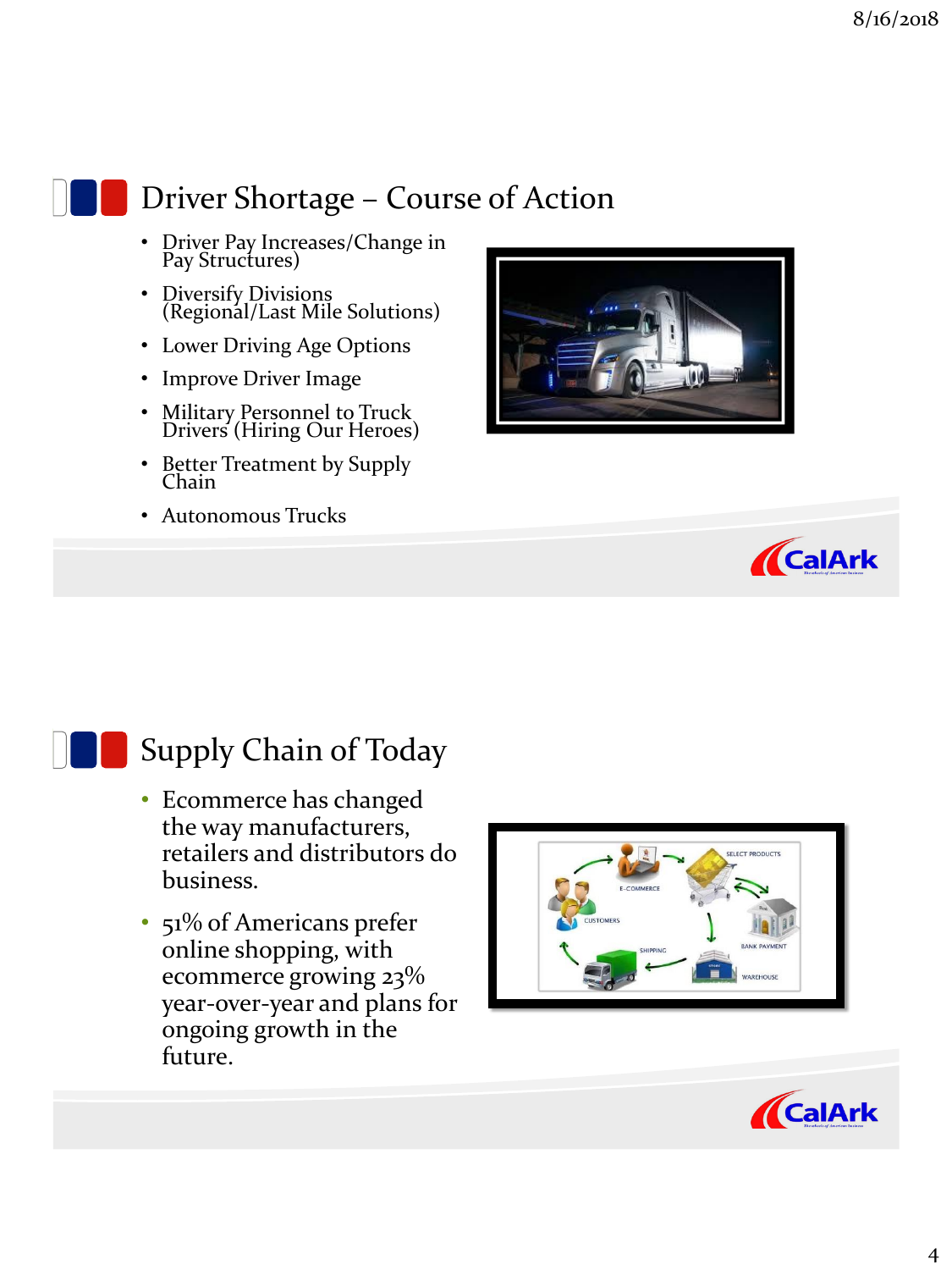## Driver Shortage – Course of Action

- Driver Pay Increases/Change in Pay Structures)
- Diversify Divisions (Regional/Last Mile Solutions)
- Lower Driving Age Options
- Improve Driver Image
- Military Personnel to Truck Drivers (Hiring Our Heroes)
- Better Treatment by Supply Chain
- Autonomous Trucks

## Supply Chain of Today

- Ecommerce has changed the way manufacturers, retailers and distributors do business.
- 51% of Americans prefer online shopping, with ecommerce growing 23% year-over-year and plans for ongoing growth in the future.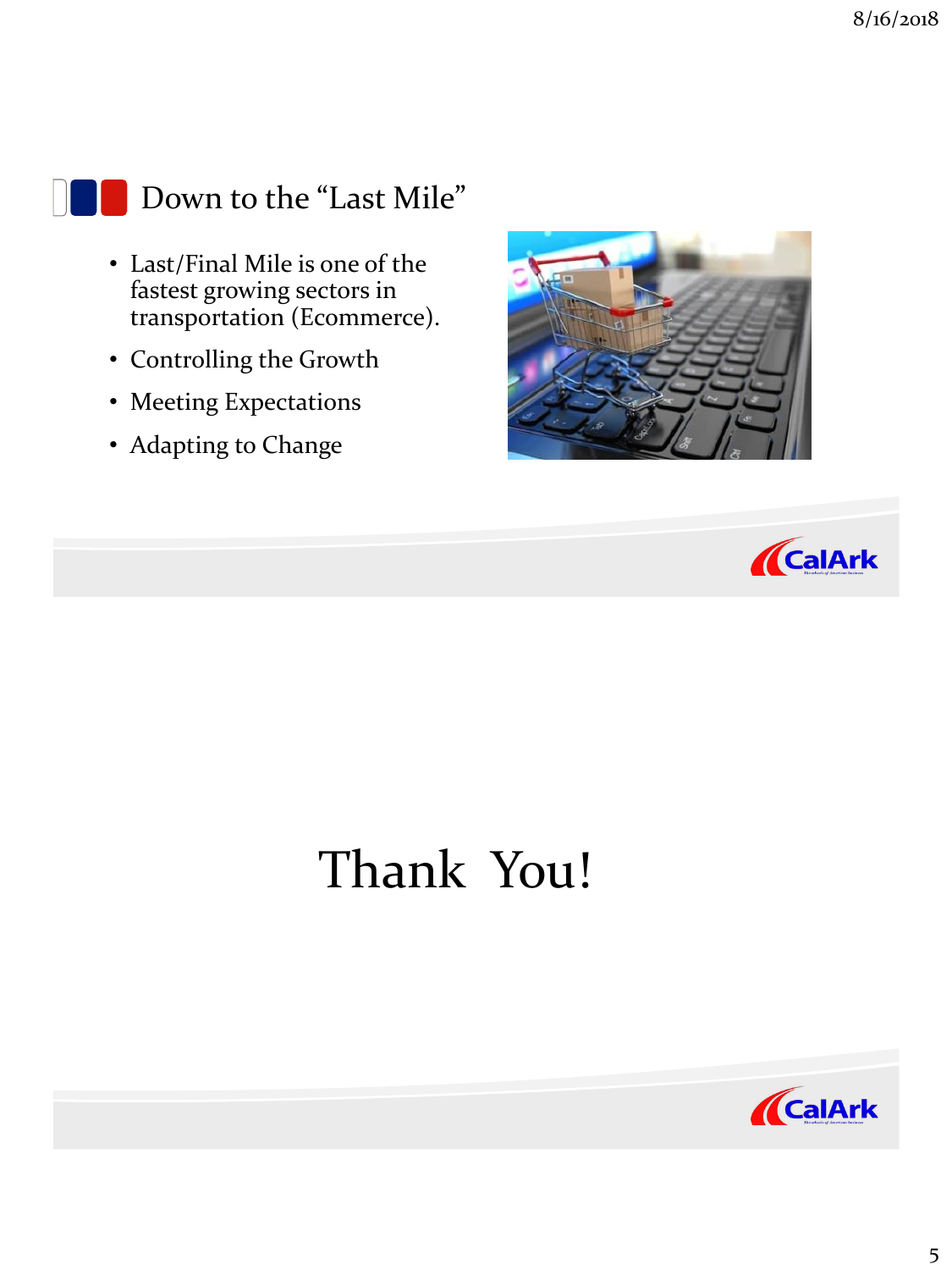## Down to the "Last Mile"

- Last/Final Mile is one of the fastest growing sectors in transportation (Ecommerce).
- Controlling the Growth
- Meeting Expectations
- Adapting to Change

# Thank You!